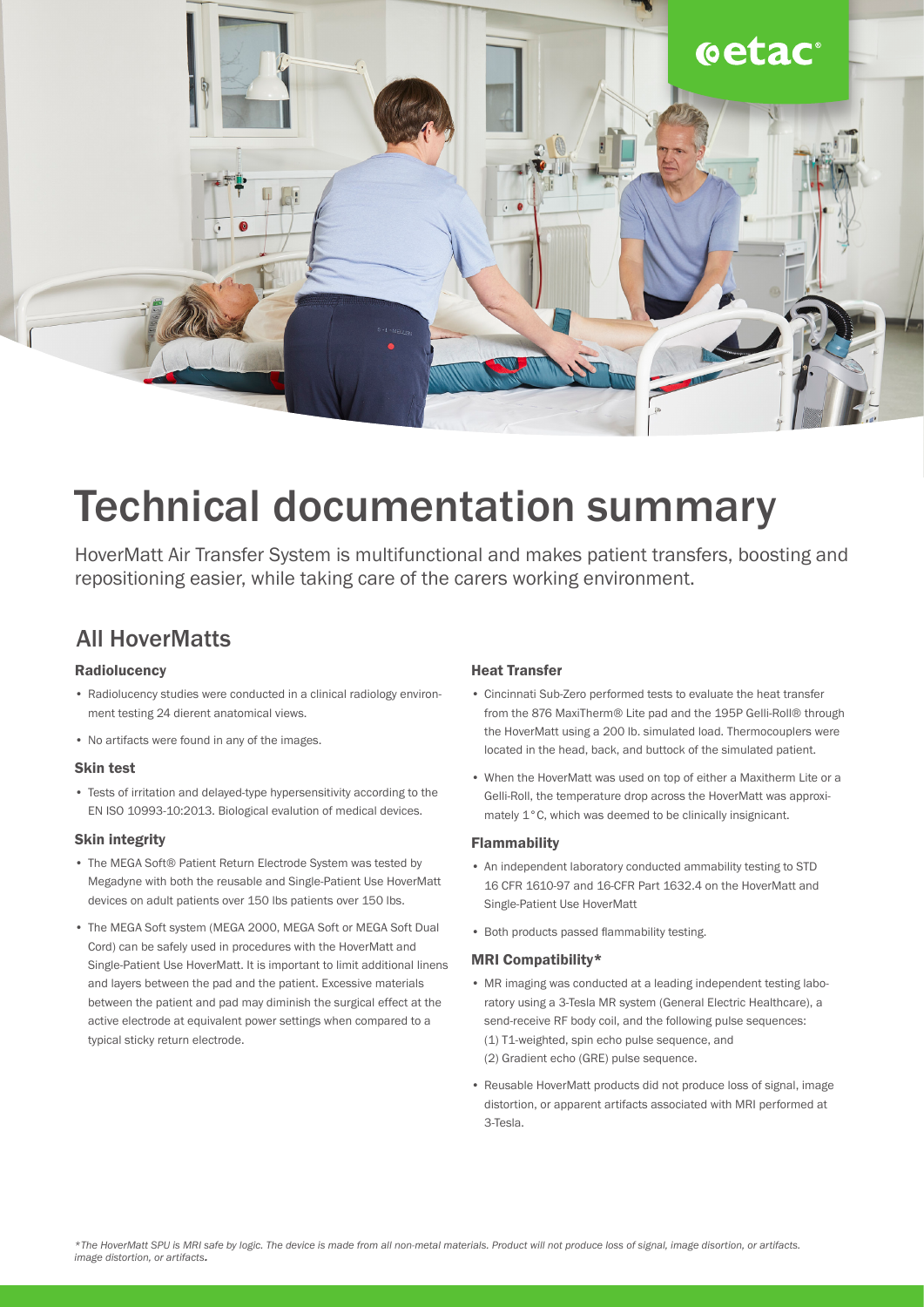# Technical documentation summary

HoverMatt Air Transfer System is multifunctional and makes patient transfers, boosting and repositioning easier, while taking care of the carers working environment.

## All HoverMatts

### Radiolucency

- Radiolucency studies were conducted in a clinical radiology environment testing 24 dierent anatomical views.
- No artifacts were found in any of the images.

### Skin test

- Tests of irritation and delayed-type hypersensitivity according to the EN ISO 10993-10:2013. Biological evalution of medical devices.

### Skin integrity

- The MEGA Soft® Patient Return Electrode System was tested by Megadyne with both the reusable and Single-Patient Use HoverMatt devices on adult patients over 150 lbs patients over 150 lbs.
- The MEGA Soft system (MEGA 2000, MEGA Soft or MEGA Soft Dual Cord) can be safely used in procedures with the HoverMatt and Single-Patient Use HoverMatt. It is important to limit additional linens and layers between the pad and the patient. Excessive materials between the patient and pad may diminish the surgical effect at the active electrode at equivalent power settings when compared to a typical sticky return electrode.

### Heat Transfer

- Cincinnati Sub-Zero performed tests to evaluate the heat transfer from the 876 MaxiTherm® Lite pad and the 195P Gelli-Roll® through the HoverMatt using a 200 lb. simulated load. Thermocouplers were located in the head, back, and buttock of the simulated patient.
- When the HoverMatt was used on top of either a Maxitherm Lite or a Gelli-Roll, the temperature drop across the HoverMatt was approximately 1°C, which was deemed to be clinically insignicant.

### Flammability

- An independent laboratory conducted ammability testing to STD 16 CFR 1610-97 and 16-CFR Part 1632.4 on the HoverMatt and Single-Patient Use HoverMatt
- Both products passed flammability testing.

### MRI Compatibility*

- MR imaging was conducted at a leading independent testing laboratory using a 3-Tesla MR system (General Electric Healthcare), a send-receive RF body coil, and the following pulse sequences:
  (1) T1-weighted, spin echo pulse sequence, and
  (2) Gradient echo (GRE) pulse sequence.
- Reusable HoverMatt products did not produce loss of signal, image distortion, or apparent artifacts associated with MRI performed at 3-Tesla.

*\*The HoverMatt SPU is MRI safe by logic. The device is made from all non-metal materials. Product will not produce loss of signal, image disortion, or artifacts. image distortion, or artifacts.*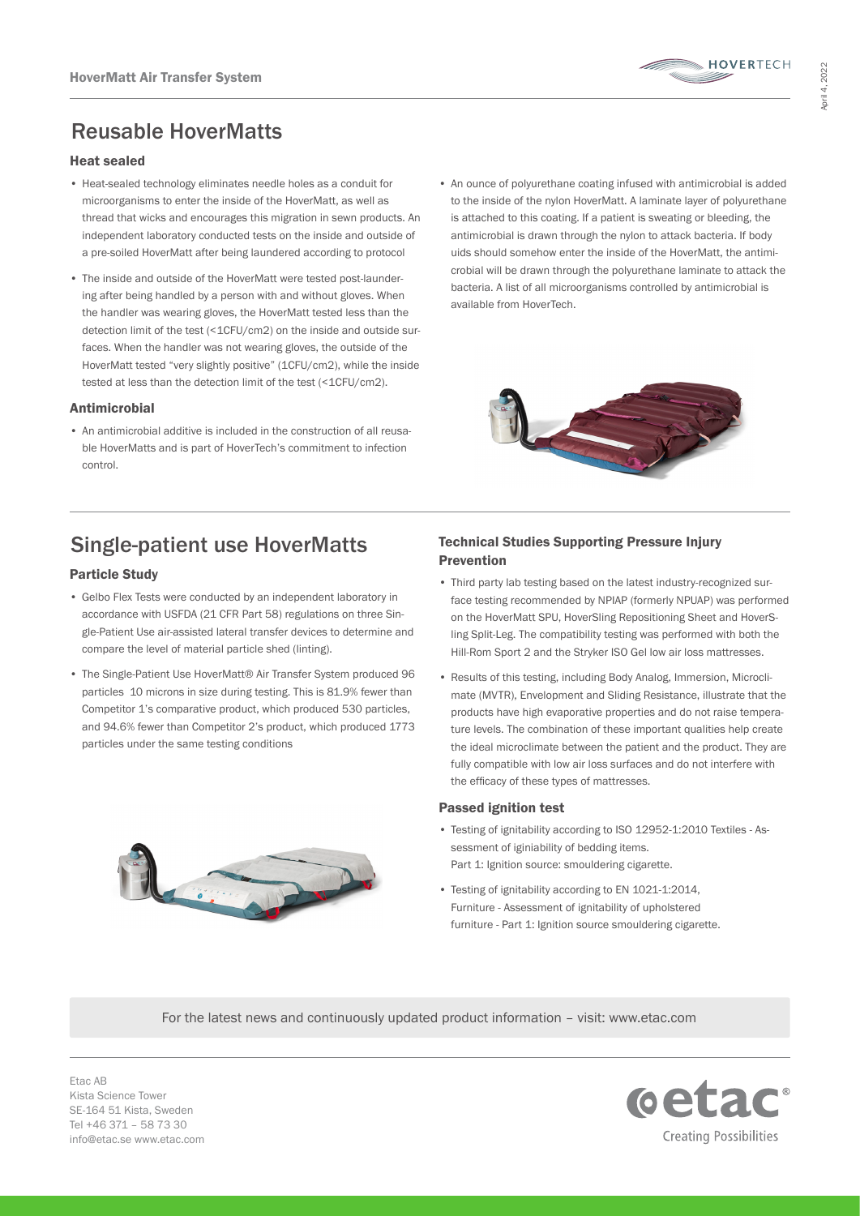## Reusable HoverMatts

### Heat sealed

- Heat-sealed technology eliminates needle holes as a conduit for microorganisms to enter the inside of the HoverMatt, as well as thread that wicks and encourages this migration in sewn products. An independent laboratory conducted tests on the inside and outside of a pre-soiled HoverMatt after being laundered according to protocol
- The inside and outside of the HoverMatt were tested post-laundering after being handled by a person with and without gloves. When the handler was wearing gloves, the HoverMatt tested less than the detection limit of the test (<1CFU/cm2) on the inside and outside surfaces. When the handler was not wearing gloves, the outside of the HoverMatt tested "very slightly positive" (1CFU/cm2), while the inside tested at less than the detection limit of the test (<1CFU/cm2).

### Antimicrobial

- An antimicrobial additive is included in the construction of all reusable HoverMatts and is part of HoverTech's commitment to infection control.
- An ounce of polyurethane coating infused with antimicrobial is added to the inside of the nylon HoverMatt. A laminate layer of polyurethane is attached to this coating. If a patient is sweating or bleeding, the antimicrobial is drawn through the nylon to attack bacteria. If body uids should somehow enter the inside of the HoverMatt, the antimicrobial will be drawn through the polyurethane laminate to attack the bacteria. A list of all microorganisms controlled by antimicrobial is available from HoverTech.

## Single-patient use HoverMatts

### Particle Study

- Gelbo Flex Tests were conducted by an independent laboratory in accordance with USFDA (21 CFR Part 58) regulations on three Single-Patient Use air-assisted lateral transfer devices to determine and compare the level of material particle shed (linting).
- The Single-Patient Use HoverMatt® Air Transfer System produced 96 particles 10 microns in size during testing. This is 81.9% fewer than Competitor 1's comparative product, which produced 530 particles, and 94.6% fewer than Competitor 2's product, which produced 1773 particles under the same testing conditions

### Technical Studies Supporting Pressure Injury Prevention

- Third party lab testing based on the latest industry-recognized surface testing recommended by NPIAP (formerly NPUAP) was performed on the HoverMatt SPU, HoverSling Repositioning Sheet and HoverSling Split-Leg. The compatibility testing was performed with both the Hill-Rom Sport 2 and the Stryker ISO Gel low air loss mattresses.
- Results of this testing, including Body Analog, Immersion, Microclimate (MVTR), Envelopment and Sliding Resistance, illustrate that the products have high evaporative properties and do not raise temperature levels. The combination of these important qualities help create the ideal microclimate between the patient and the product. They are fully compatible with low air loss surfaces and do not interfere with the efficacy of these types of mattresses.

### Passed ignition test

- Testing of ignitability according to ISO 12952-1:2010 Textiles - Assessment of igniability of bedding items. Part 1: Ignition source: smouldering cigarette.
- Testing of ignitability according to EN 1021-1:2014, Furniture - Assessment of ignitability of upholstered furniture - Part 1: Ignition source smouldering cigarette.

For the latest news and continuously updated product information – visit: www.etac.com

Etac AB
Kista Science Tower
SE-164 51 Kista, Sweden
Tel +46 371 – 58 73 30
info@etac.se www.etac.com